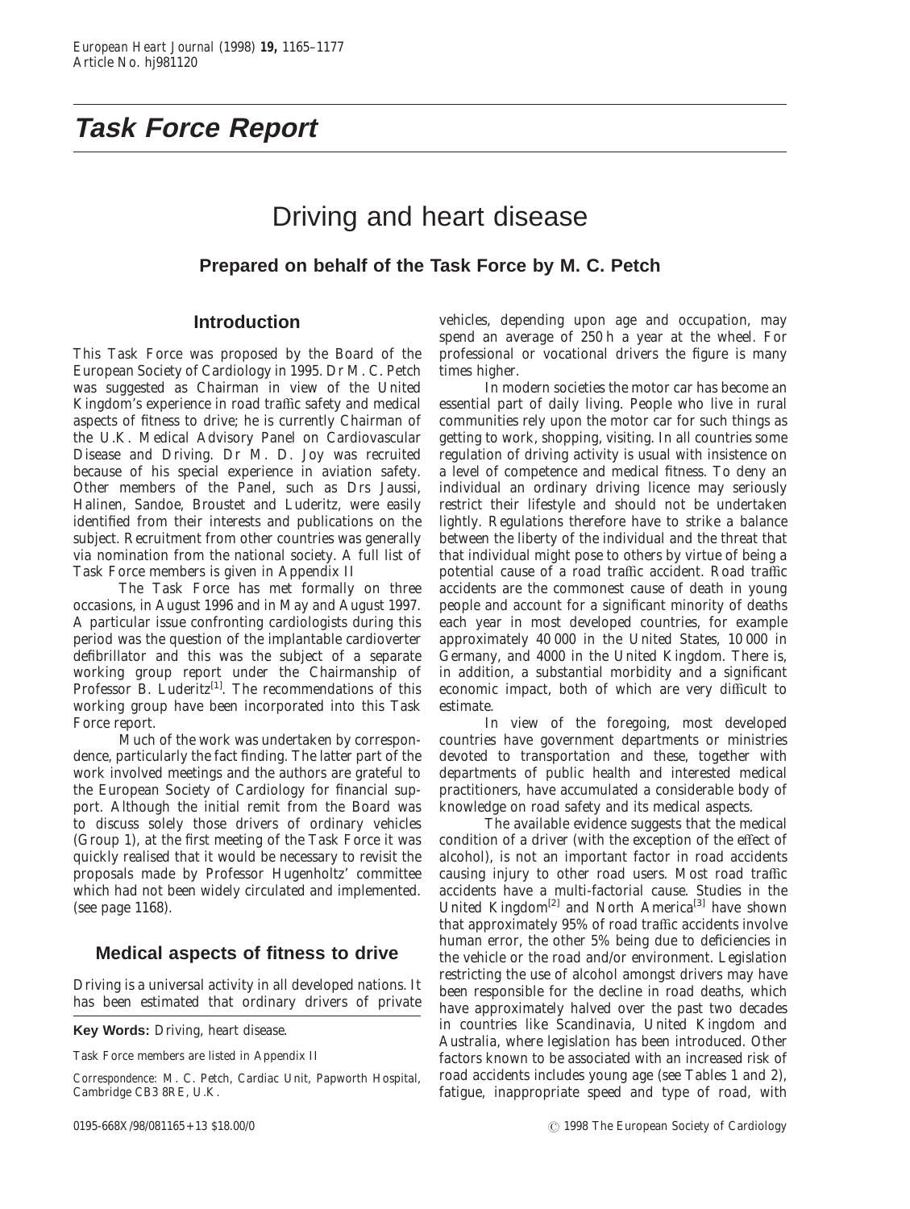# Task Force Report

## Driving and heart disease

### Prepared on behalf of the Task Force by M. C. Petch

## Introduction

This Task Force was proposed by the Board of the European Society of Cardiology in 1995. Dr M. C. Petch was suggested as Chairman in view of the United Kingdom's experience in road traffic safety and medical aspects of fitness to drive; he is currently Chairman of the U.K. Medical Advisory Panel on Cardiovascular Disease and Driving. Dr M. D. Joy was recruited because of his special experience in aviation safety. Other members of the Panel, such as Drs Jaussi, Halinen, Sandoe, Broustet and Luderitz, were easily identified from their interests and publications on the subject. Recruitment from other countries was generally via nomination from the national society. A full list of Task Force members is given in Appendix II

The Task Force has met formally on three occasions, in August 1996 and in May and August 1997. A particular issue confronting cardiologists during this period was the question of the implantable cardioverter defibrillator and this was the subject of a separate working group report under the Chairmanship of Professor B. Luderitz[1]. The recommendations of this working group have been incorporated into this Task Force report.

Much of the work was undertaken by correspondence, particularly the fact finding. The latter part of the work involved meetings and the authors are grateful to the European Society of Cardiology for financial support. Although the initial remit from the Board was to discuss solely those drivers of ordinary vehicles (Group 1), at the first meeting of the Task Force it was quickly realised that it would be necessary to revisit the proposals made by Professor Hugenholtz' committee which had not been widely circulated and implemented. (see page 1168).

## Medical aspects of fitness to drive

Driving is a universal activity in all developed nations. It has been estimated that ordinary drivers of private vehicles, depending upon age and occupation, may spend an average of 250 h a year at the wheel. For professional or vocational drivers the figure is many times higher.

In modern societies the motor car has become an essential part of daily living. People who live in rural communities rely upon the motor car for such things as getting to work, shopping, visiting. In all countries some regulation of driving activity is usual with insistence on a level of competence and medical fitness. To deny an individual an ordinary driving licence may seriously restrict their lifestyle and should not be undertaken lightly. Regulations therefore have to strike a balance between the liberty of the individual and the threat that that individual might pose to others by virtue of being a potential cause of a road traffic accident. Road traffic accidents are the commonest cause of death in young people and account for a significant minority of deaths each year in most developed countries, for example approximately 40 000 in the United States, 10 000 in Germany, and 4000 in the United Kingdom. There is, in addition, a substantial morbidity and a significant economic impact, both of which are very difficult to estimate.

In view of the foregoing, most developed countries have government departments or ministries devoted to transportation and these, together with departments of public health and interested medical practitioners, have accumulated a considerable body of knowledge on road safety and its medical aspects.

The available evidence suggests that the medical condition of a driver (with the exception of the effect of alcohol), is not an important factor in road accidents causing injury to other road users. Most road traffic accidents have a multi-factorial cause. Studies in the United Kingdom[2] and North America[3] have shown that approximately 95% of road traffic accidents involve human error, the other 5% being due to deficiencies in the vehicle or the road and/or environment. Legislation restricting the use of alcohol amongst drivers may have been responsible for the decline in road deaths, which have approximately halved over the past two decades in countries like Scandinavia, United Kingdom and Australia, where legislation has been introduced. Other factors known to be associated with an increased risk of road accidents includes young age (see Tables 1 and 2), fatigue, inappropriate speed and type of road, with

**Key Words:** Driving, heart disease.

Task Force members are listed in Appendix II

*Correspondence:* M. C. Petch, Cardiac Unit, Papworth Hospital, Cambridge CB3 8RE, U.K.

0195-668X/98/081165+13 $18.00/0 © 1998 The European Society of Cardiology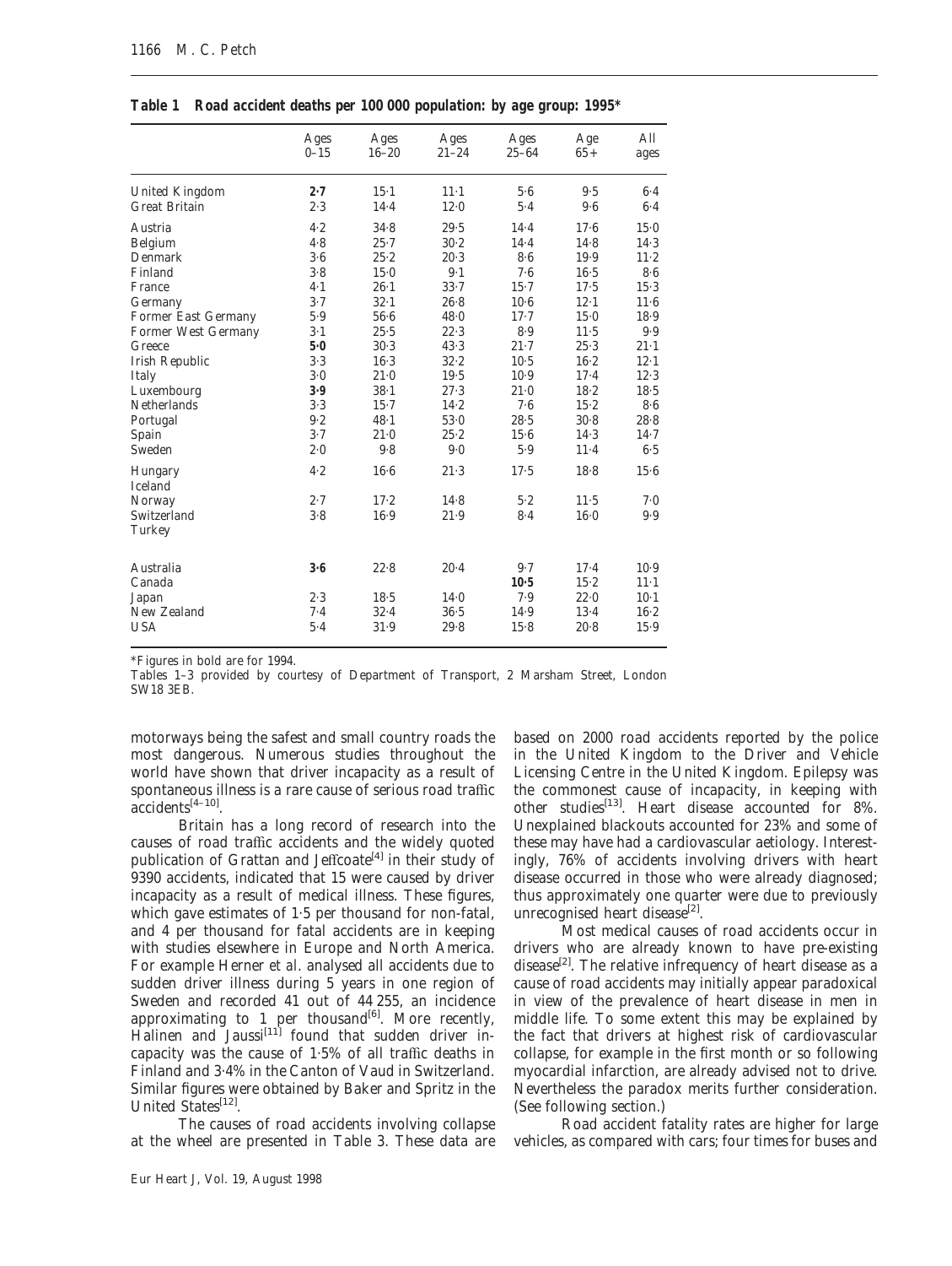**Table 1 Road accident deaths per 100 000 population: by age group: 1995***

| | Ages 0–15 | Ages 16–20 | Ages 21–24 | Ages 25–64 | Age 65+ | All ages |
|---|---|---|---|---|---|---|
| United Kingdom | **2·7** | 15·1 | 11·1 | 5·6 | 9·5 | 6·4 |
| Great Britain | 2·3 | 14·4 | 12·0 | 5·4 | 9·6 | 6·4 |
| Austria | 4·2 | 34·8 | 29·5 | 14·4 | 17·6 | 15·0 |
| Belgium | 4·8 | 25·7 | 30·2 | 14·4 | 14·8 | 14·3 |
| Denmark | 3·6 | 25·2 | 20·3 | 8·6 | 19·9 | 11·2 |
| Finland | 3·8 | 15·0 | 9·1 | 7·6 | 16·5 | 8·6 |
| France | 4·1 | 26·1 | 33·7 | 15·7 | 17·5 | 15·3 |
| Germany | 3·7 | 32·1 | 26·8 | 10·6 | 12·1 | 11·6 |
| Former East Germany | 5·9 | 56·6 | 48·0 | 17·7 | 15·0 | 18·9 |
| Former West Germany | 3·1 | 25·5 | 22·3 | 8·9 | 11·5 | 9·9 |
| Greece | **5·0** | 30·3 | 43·3 | 21·7 | 25·3 | 21·1 |
| Irish Republic | 3·3 | 16·3 | 32·2 | 10·5 | 16·2 | 12·1 |
| Italy | 3·0 | 21·0 | 19·5 | 10·9 | 17·4 | 12·3 |
| Luxembourg | **3·9** | 38·1 | 27·3 | 21·0 | 18·2 | 18·5 |
| Netherlands | 3·3 | 15·7 | 14·2 | 7·6 | 15·2 | 8·6 |
| Portugal | 9·2 | 48·1 | 53·0 | 28·5 | 30·8 | 28·8 |
| Spain | 3·7 | 21·0 | 25·2 | 15·6 | 14·3 | 14·7 |
| Sweden | 2·0 | 9·8 | 9·0 | 5·9 | 11·4 | 6·5 |
| Hungary | 4·2 | 16·6 | 21·3 | 17·5 | 18·8 | 15·6 |
| Iceland | | | | | | |
| Norway | 2·7 | 17·2 | 14·8 | 5·2 | 11·5 | 7·0 |
| Switzerland | 3·8 | 16·9 | 21·9 | 8·4 | 16·0 | 9·9 |
| Turkey | | | | | | |
| Australia | **3·6** | 22·8 | 20·4 | 9·7 | 17·4 | 10·9 |
| Canada | | | | **10·5** | 15·2 | 11·1 |
| Japan | 2·3 | 18·5 | 14·0 | 7·9 | 22·0 | 10·1 |
| New Zealand | 7·4 | 32·4 | 36·5 | 14·9 | 13·4 | 16·2 |
| USA | 5·4 | 31·9 | 29·8 | 15·8 | 20·8 | 15·9 |

*Figures in bold are for 1994.

Tables 1–3 provided by courtesy of Department of Transport, 2 Marsham Street, London SW18 3EB.

motorways being the safest and small country roads the most dangerous. Numerous studies throughout the world have shown that driver incapacity as a result of spontaneous illness is a rare cause of serious road traffic accidents[4–10].

Britain has a long record of research into the causes of road traffic accidents and the widely quoted publication of Grattan and Jeffcoate[4] in their study of 9390 accidents, indicated that 15 were caused by driver incapacity as a result of medical illness. These figures, which gave estimates of 1·5 per thousand for non-fatal, and 4 per thousand for fatal accidents are in keeping with studies elsewhere in Europe and North America. For example Herner *et al.* analysed all accidents due to sudden driver illness during 5 years in one region of Sweden and recorded 41 out of 44 255, an incidence approximating to 1 per thousand[6]. More recently, Halinen and Jaussi[11] found that sudden driver incapacity was the cause of 1·5% of all traffic deaths in Finland and 3·4% in the Canton of Vaud in Switzerland. Similar figures were obtained by Baker and Spritz in the United States[12].

The causes of road accidents involving collapse at the wheel are presented in Table 3. These data are based on 2000 road accidents reported by the police in the United Kingdom to the Driver and Vehicle Licensing Centre in the United Kingdom. Epilepsy was the commonest cause of incapacity, in keeping with other studies[13]. Heart disease accounted for 8%. Unexplained blackouts accounted for 23% and some of these may have had a cardiovascular aetiology. Interestingly, 76% of accidents involving drivers with heart disease occurred in those who were already diagnosed; thus approximately one quarter were due to previously unrecognised heart disease[2].

Most medical causes of road accidents occur in drivers who are already known to have pre-existing disease[2]. The relative infrequency of heart disease as a cause of road accidents may initially appear paradoxical in view of the prevalence of heart disease in men in middle life. To some extent this may be explained by the fact that drivers at highest risk of cardiovascular collapse, for example in the first month or so following myocardial infarction, are already advised not to drive. Nevertheless the paradox merits further consideration. (See following section.)

Road accident fatality rates are higher for large vehicles, as compared with cars; four times for buses and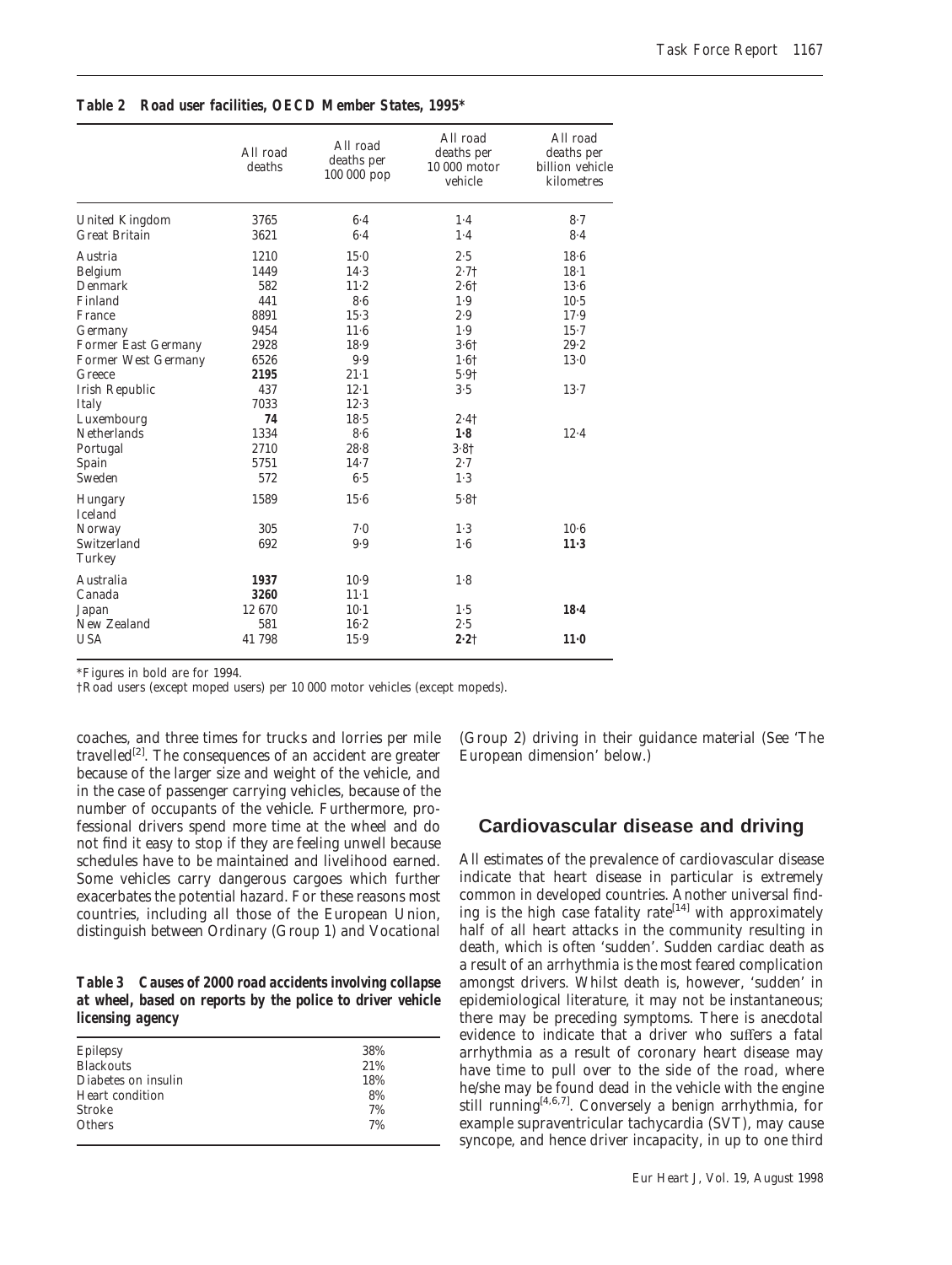**Table 2 Road user facilities, OECD Member States, 1995***

| | All road deaths | All road deaths per 100 000 pop | All road deaths per 10 000 motor vehicle | All road deaths per billion vehicle kilometres |
|---|---|---|---|---|
| United Kingdom | 3765 | 6·4 | 1·4 | 8·7 |
| Great Britain | 3621 | 6·4 | 1·4 | 8·4 |
| Austria | 1210 | 15·0 | 2·5 | 18·6 |
| Belgium | 1449 | 14·3 | 2·7† | 18·1 |
| Denmark | 582 | 11·2 | 2·6† | 13·6 |
| Finland | 441 | 8·6 | 1·9 | 10·5 |
| France | 8891 | 15·3 | 2·9 | 17·9 |
| Germany | 9454 | 11·6 | 1·9 | 15·7 |
| Former East Germany | 2928 | 18·9 | 3·6† | 29·2 |
| Former West Germany | 6526 | 9·9 | 1·6† | 13·0 |
| Greece | **2195** | 21·1 | 5·9† | |
| Irish Republic | 437 | 12·1 | 3·5 | 13·7 |
| Italy | 7033 | 12·3 | | |
| Luxembourg | **74** | 18·5 | 2·4† | |
| Netherlands | 1334 | 8·6 | **1·8** | 12·4 |
| Portugal | 2710 | 28·8 | 3·8† | |
| Spain | 5751 | 14·7 | 2·7 | |
| Sweden | 572 | 6·5 | 1·3 | |
| Hungary | 1589 | 15·6 | 5·8† | |
| Iceland | | | | |
| Norway | 305 | 7·0 | 1·3 | 10·6 |
| Switzerland | 692 | 9·9 | 1·6 | **11·3** |
| Turkey | | | | |
| Australia | **1937** | 10·9 | 1·8 | |
| Canada | **3260** | 11·1 | | |
| Japan | 12 670 | 10·1 | 1·5 | **18·4** |
| New Zealand | 581 | 16·2 | 2·5 | |
| USA | 41 798 | 15·9 | **2·2†** | **11·0** |

*Figures in bold are for 1994.
†Road users (except moped users) per 10 000 motor vehicles (except mopeds).

coaches, and three times for trucks and lorries per mile travelled[2]. The consequences of an accident are greater because of the larger size and weight of the vehicle, and in the case of passenger carrying vehicles, because of the number of occupants of the vehicle. Furthermore, professional drivers spend more time at the wheel and do not find it easy to stop if they are feeling unwell because schedules have to be maintained and livelihood earned. Some vehicles carry dangerous cargoes which further exacerbates the potential hazard. For these reasons most countries, including all those of the European Union, distinguish between Ordinary (Group 1) and Vocational (Group 2) driving in their guidance material (See 'The European dimension' below.)

**Table 3 Causes of 2000 road accidents involving collapse at wheel, based on reports by the police to driver vehicle licensing agency**

| | |
|---|---|
| Epilepsy | 38% |
| Blackouts | 21% |
| Diabetes on insulin | 18% |
| Heart condition | 8% |
| Stroke | 7% |
| Others | 7% |

## Cardiovascular disease and driving

All estimates of the prevalence of cardiovascular disease indicate that heart disease in particular is extremely common in developed countries. Another universal finding is the high case fatality rate[14] with approximately half of all heart attacks in the community resulting in death, which is often 'sudden'. Sudden cardiac death as a result of an arrhythmia is the most feared complication amongst drivers. Whilst death is, however, 'sudden' in epidemiological literature, it may not be instantaneous; there may be preceding symptoms. There is anecdotal evidence to indicate that a driver who suffers a fatal arrhythmia as a result of coronary heart disease may have time to pull over to the side of the road, where he/she may be found dead in the vehicle with the engine still running[4,6,7]. Conversely a benign arrhythmia, for example supraventricular tachycardia (SVT), may cause syncope, and hence driver incapacity, in up to one third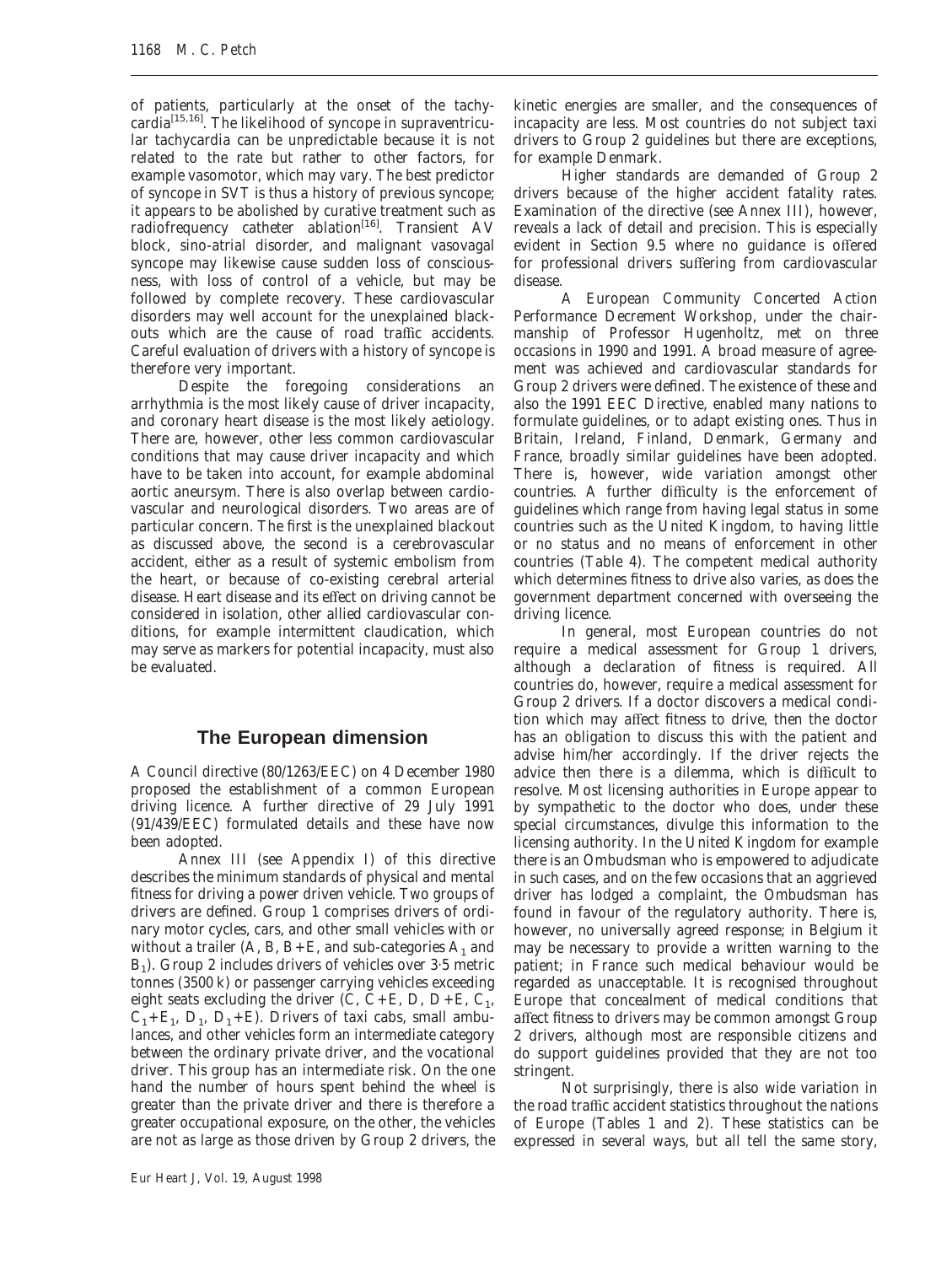of patients, particularly at the onset of the tachycardia[15,16]. The likelihood of syncope in supraventricular tachycardia can be unpredictable because it is not related to the rate but rather to other factors, for example vasomotor, which may vary. The best predictor of syncope in SVT is thus a history of previous syncope; it appears to be abolished by curative treatment such as radiofrequency catheter ablation[16]. Transient AV block, sino-atrial disorder, and malignant vasovagal syncope may likewise cause sudden loss of consciousness, with loss of control of a vehicle, but may be followed by complete recovery. These cardiovascular disorders may well account for the unexplained blackouts which are the cause of road traffic accidents. Careful evaluation of drivers with a history of syncope is therefore very important.

Despite the foregoing considerations an arrhythmia is the most likely cause of driver incapacity, and coronary heart disease is the most likely aetiology. There are, however, other less common cardiovascular conditions that may cause driver incapacity and which have to be taken into account, for example abdominal aortic aneursym. There is also overlap between cardiovascular and neurological disorders. Two areas are of particular concern. The first is the unexplained blackout as discussed above, the second is a cerebrovascular accident, either as a result of systemic embolism from the heart, or because of co-existing cerebral arterial disease. Heart disease and its effect on driving cannot be considered in isolation, other allied cardiovascular conditions, for example intermittent claudication, which may serve as markers for potential incapacity, must also be evaluated.

## The European dimension

A Council directive (80/1263/EEC) on 4 December 1980 proposed the establishment of a common European driving licence. A further directive of 29 July 1991 (91/439/EEC) formulated details and these have now been adopted.

Annex III (see Appendix I) of this directive describes the minimum standards of physical and mental fitness for driving a power driven vehicle. Two groups of drivers are defined. Group 1 comprises drivers of ordinary motor cycles, cars, and other small vehicles with or without a trailer (A, B, B+E, and sub-categories $A_1$ and $B_1$). Group 2 includes drivers of vehicles over 3·5 metric tonnes (3500 k) or passenger carrying vehicles exceeding eight seats excluding the driver (C, C+E, D, D+E, $C_1$, $C_1$+$E_1$, $D_1$, $D_1$+E). Drivers of taxi cabs, small ambulances, and other vehicles form an intermediate category between the ordinary private driver, and the vocational driver. This group has an intermediate risk. On the one hand the number of hours spent behind the wheel is greater than the private driver and there is therefore a greater occupational exposure, on the other, the vehicles are not as large as those driven by Group 2 drivers, the kinetic energies are smaller, and the consequences of incapacity are less. Most countries do not subject taxi drivers to Group 2 guidelines but there are exceptions, for example Denmark.

Higher standards are demanded of Group 2 drivers because of the higher accident fatality rates. Examination of the directive (see Annex III), however, reveals a lack of detail and precision. This is especially evident in Section 9.5 where no guidance is offered for professional drivers suffering from cardiovascular disease.

A European Community Concerted Action Performance Decrement Workshop, under the chairmanship of Professor Hugenholtz, met on three occasions in 1990 and 1991. A broad measure of agreement was achieved and cardiovascular standards for Group 2 drivers were defined. The existence of these and also the 1991 EEC Directive, enabled many nations to formulate guidelines, or to adapt existing ones. Thus in Britain, Ireland, Finland, Denmark, Germany and France, broadly similar guidelines have been adopted. There is, however, wide variation amongst other countries. A further difficulty is the enforcement of guidelines which range from having legal status in some countries such as the United Kingdom, to having little or no status and no means of enforcement in other countries (Table 4). The competent medical authority which determines fitness to drive also varies, as does the government department concerned with overseeing the driving licence.

In general, most European countries do not require a medical assessment for Group 1 drivers, although a declaration of fitness is required. All countries do, however, require a medical assessment for Group 2 drivers. If a doctor discovers a medical condition which may affect fitness to drive, then the doctor has an obligation to discuss this with the patient and advise him/her accordingly. If the driver rejects the advice then there is a dilemma, which is difficult to resolve. Most licensing authorities in Europe appear to by sympathetic to the doctor who does, under these special circumstances, divulge this information to the licensing authority. In the United Kingdom for example there is an Ombudsman who is empowered to adjudicate in such cases, and on the few occasions that an aggrieved driver has lodged a complaint, the Ombudsman has found in favour of the regulatory authority. There is, however, no universally agreed response; in Belgium it may be necessary to provide a written warning to the patient; in France such medical behaviour would be regarded as unacceptable. It is recognised throughout Europe that concealment of medical conditions that affect fitness to drivers may be common amongst Group 2 drivers, although most are responsible citizens and do support guidelines provided that they are not too stringent.

Not surprisingly, there is also wide variation in the road traffic accident statistics throughout the nations of Europe (Tables 1 and 2). These statistics can be expressed in several ways, but all tell the same story,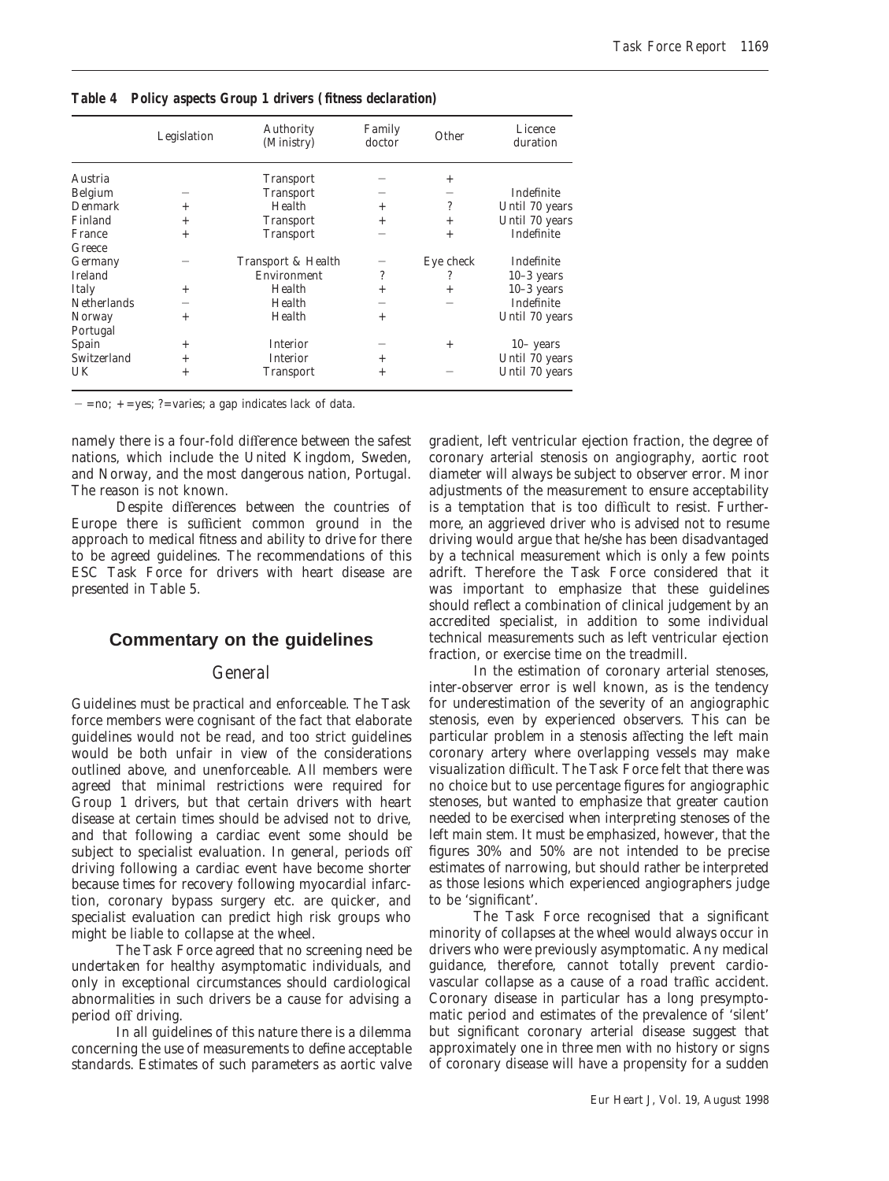**Table 4 Policy aspects Group 1 drivers (fitness declaration)**

| | Legislation | Authority (Ministry) | Family doctor | Other | Licence duration |
|---|---|---|---|---|---|
| Austria | | Transport | – | + | |
| Belgium | – | Transport | – | – | Indefinite |
| Denmark | + | Health | + | ? | Until 70 years |
| Finland | + | Transport | + | + | Until 70 years |
| France | + | Transport | – | + | Indefinite |
| Greece | | | | | |
| Germany | – | Transport & Health | – | Eye check | Indefinite |
| Ireland | | Environment | ? | ? | 10–3 years |
| Italy | + | Health | + | + | 10–3 years |
| Netherlands | – | Health | – | – | Indefinite |
| Norway | + | Health | + | | Until 70 years |
| Portugal | | | | | |
| Spain | + | Interior | – | + | 10– years |
| Switzerland | + | Interior | + | | Until 70 years |
| UK | + | Transport | + | – | Until 70 years |

– = no; + = yes; ? = varies; a gap indicates lack of data.

namely there is a four-fold difference between the safest nations, which include the United Kingdom, Sweden, and Norway, and the most dangerous nation, Portugal. The reason is not known.

Despite differences between the countries of Europe there is sufficient common ground in the approach to medical fitness and ability to drive for there to be agreed guidelines. The recommendations of this ESC Task Force for drivers with heart disease are presented in Table 5.

## Commentary on the guidelines

### General

Guidelines must be practical and enforceable. The Task force members were cognisant of the fact that elaborate guidelines would not be read, and too strict guidelines would be both unfair in view of the considerations outlined above, and unenforceable. All members were agreed that minimal restrictions were required for Group 1 drivers, but that certain drivers with heart disease at certain times should be advised not to drive, and that following a cardiac event some should be subject to specialist evaluation. In general, periods off driving following a cardiac event have become shorter because times for recovery following myocardial infarction, coronary bypass surgery etc. are quicker, and specialist evaluation can predict high risk groups who might be liable to collapse at the wheel.

The Task Force agreed that no screening need be undertaken for healthy asymptomatic individuals, and only in exceptional circumstances should cardiological abnormalities in such drivers be a cause for advising a period off driving.

In all guidelines of this nature there is a dilemma concerning the use of measurements to define acceptable standards. Estimates of such parameters as aortic valve gradient, left ventricular ejection fraction, the degree of coronary arterial stenosis on angiography, aortic root diameter will always be subject to observer error. Minor adjustments of the measurement to ensure acceptability is a temptation that is too difficult to resist. Furthermore, an aggrieved driver who is advised not to resume driving would argue that he/she has been disadvantaged by a technical measurement which is only a few points adrift. Therefore the Task Force considered that it was important to emphasize that these guidelines should reflect a combination of clinical judgement by an accredited specialist, in addition to some individual technical measurements such as left ventricular ejection fraction, or exercise time on the treadmill.

In the estimation of coronary arterial stenoses, inter-observer error is well known, as is the tendency for underestimation of the severity of an angiographic stenosis, even by experienced observers. This can be particular problem in a stenosis affecting the left main coronary artery where overlapping vessels may make visualization difficult. The Task Force felt that there was no choice but to use percentage figures for angiographic stenoses, but wanted to emphasize that greater caution needed to be exercised when interpreting stenoses of the left main stem. It must be emphasized, however, that the figures 30% and 50% are not intended to be precise estimates of narrowing, but should rather be interpreted as those lesions which experienced angiographers judge to be 'significant'.

The Task Force recognised that a significant minority of collapses at the wheel would always occur in drivers who were previously asymptomatic. Any medical guidance, therefore, cannot totally prevent cardiovascular collapse as a cause of a road traffic accident. Coronary disease in particular has a long presymptomatic period and estimates of the prevalence of 'silent' but significant coronary arterial disease suggest that approximately one in three men with no history or signs of coronary disease will have a propensity for a sudden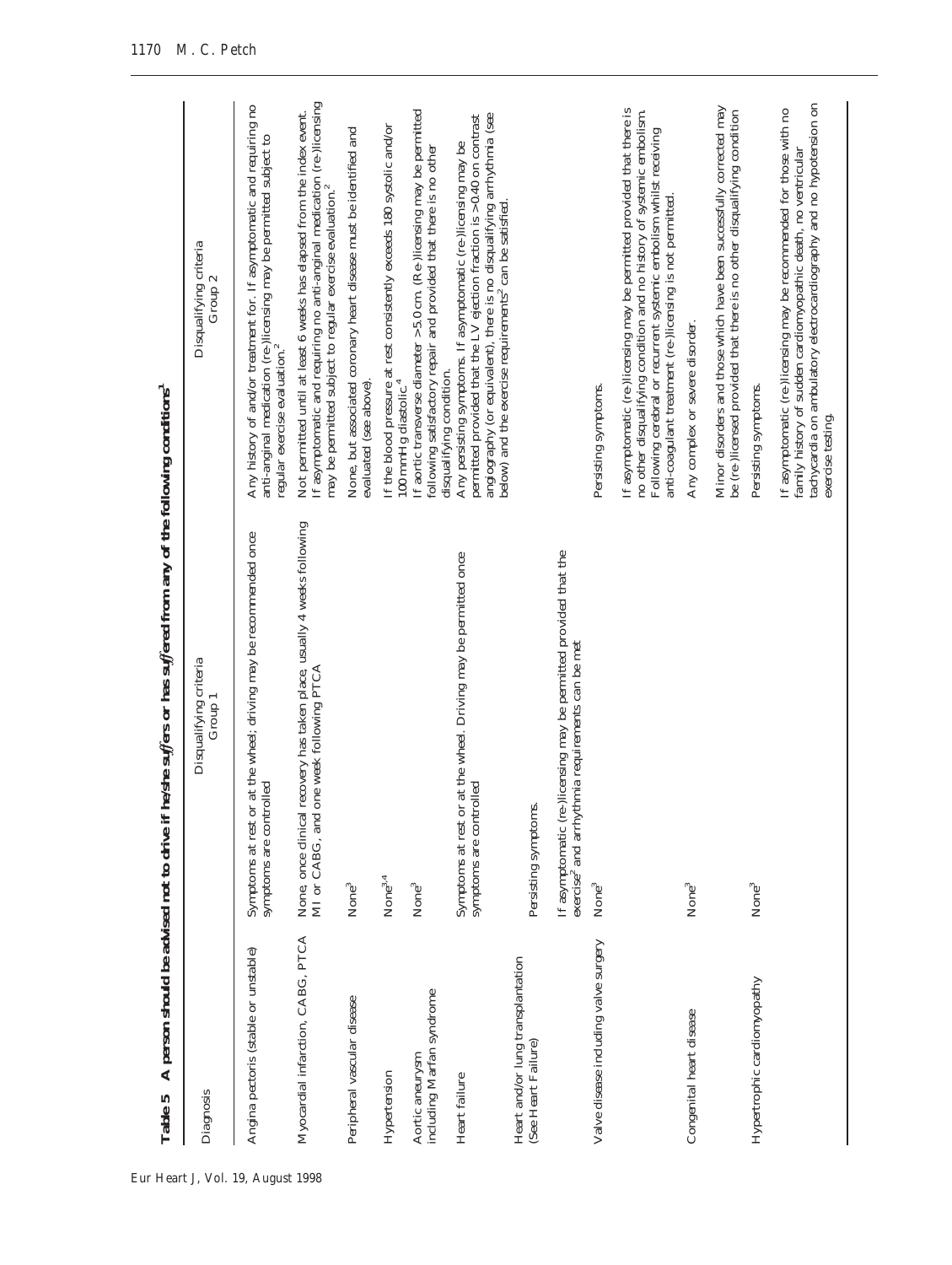**Table 5 A person should be advised not to drive if he/she suffers or has suffered from any of the following conditions[1]**

| Diagnosis | Disqualifying criteria Group 1 | Disqualifying criteria Group 2 |
|---|---|---|
| Angina pectoris (stable or unstable) | Symptoms at rest or at the wheel; driving may be recommended once symptoms are controlled | Any history of and/or treatment for. If asymptomatic and requiring no anti-anginal medication (re-)licensing may be permitted subject to regular exercise evaluation.[2] |
| Myocardial infarction, CABG, PTCA | None, once clinical recovery has taken place, usually 4 weeks following MI or CABG, and one week following PTCA | Not permitted until at least 6 weeks has elapsed from the index event. If asymptomatic and requiring no anti-anginal medication (re-)licensing may be permitted subject to regular exercise evaluation.[2] |
| Peripheral vascular disease | None[3] | None, but associated coronary heart disease must be identified and evaluated (see above). |
| Hypertension | None[3,4] | If the blood pressure at rest consistently exceeds 180 systolic and/or 100 mmHg diastolic.[4] |
| Aortic aneurysm including Marfan syndrome | None[3] | If aortic transverse diameter >5.0 cm. (Re-)licensing may be permitted following satisfactory repair and provided that there is no other disqualifying condition. |
| Heart failure | Symptoms at rest or at the wheel. Driving may be permitted once symptoms are controlled | Any persisting symptoms. If asymptomatic (re-)licensing may be permitted provided that the LV ejection fraction is >0.40 on contrast angiography (or equivalent), there is no disqualifying arrhythmia (see below) and the exercise requirements[2] can be satisfied. |
| Heart and/or lung transplantation (See Heart Failure) | Persisting symptoms. | Persisting symptoms. |
| | If asymptomatic (re-)licensing may be permitted provided that the exercise[2] and arrhythmia requirements can be met | |
| Valve disease including valve surgery | None[3] | If asymptomatic (re-)licensing may be permitted provided that there is no other disqualifying condition and no history of systemic embolism. Following cerebral or recurrent systemic embolism whilst receiving anti-coagulant treatment (re-)licensing is not permitted. |
| Congenital heart disease | None[3] | Any complex or severe disorder. |
| | | Minor disorders and those which have been successfully corrected may be (re-)licensed provided that there is no other disqualifying condition |
| Hypertrophic cardiomyopathy | None[3] | Persisting symptoms. |
| | | If asymptomatic (re-)licensing may be recommended for those with no family history of sudden cardiomyopathic death, no ventricular tachycardia on ambulatory electrocardiography and no hypotension on exercise testing. |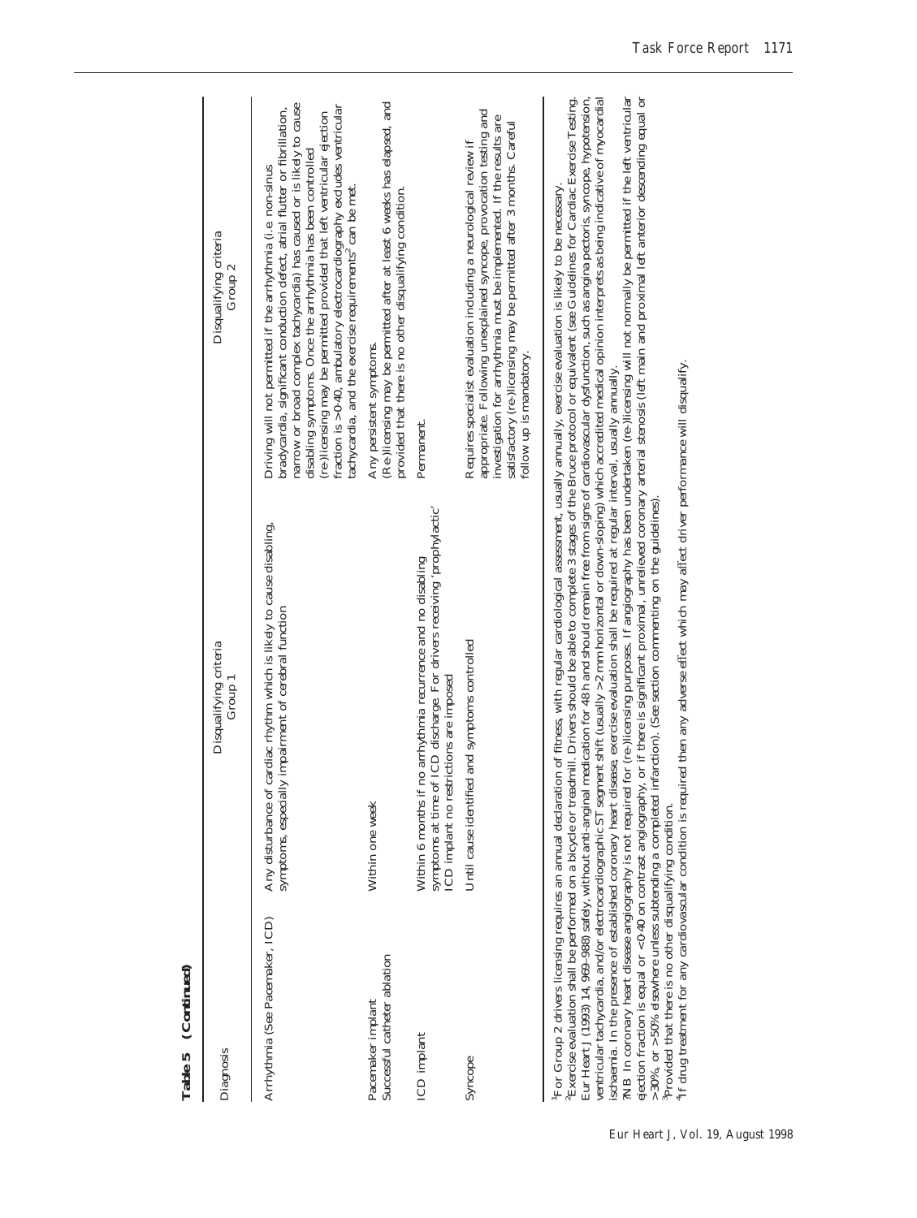**Table 5 (Continued)**

| Diagnosis | Disqualifying criteria Group 1 | Disqualifying criteria Group 2 |
|---|---|---|
| Arrhythmia (See Pacemaker, ICD) | Any disturbance of cardiac rhythm which is likely to cause disabling, symptoms, especially impairment of cerebral function | Driving will not permitted if the arrhythmia (i.e. non-sinus bradycardia, significant conduction defect, atrial flutter or fibrillation, narrow or broad complex tachycardia) has caused or is likely to cause disabling symptoms. Once the arrhythmia has been controlled (re-)licensing may be permitted provided that left ventricular ejection fraction is >0·40, ambulatory electrocardiography excludes ventricular tachycardia, and the exercise requirements[2] can be met. |
| Pacemaker implant Successful catheter ablation | Within one week | Any persistent symptoms. (Re-)licensing may be permitted after at least 6 weeks has elapsed, and provided that there is no other disqualifying condition. |
| ICD implant | Within 6 months if no arrhythmia recurrence and no disabling symptoms at time of ICD discharge. For drivers receiving 'prophylactic' ICD implant no restrictions are imposed | Permanent. |
| Syncope | Until cause identified and symptoms controlled | Requires specialist evaluation including a neurological review if appropriate. Following unexplained syncope, provocation testing and investigation for arrhythmia must be implemented. If the results are satisfactory (re-)licensing may be permitted after 3 months. Careful follow up is mandatory. |

[1]For Group 2 drivers licensing requires an annual declaration of fitness, with regular cardiological assessment, usually annually, exercise evaluation is likely to be necessary.
[2]Exercise evaluation shall be performed on a bicycle or treadmill. Drivers should be able to complete 3 stages of the Bruce protocol or equivalent (see Guidelines for Cardiac Exercise Testing. Eur Heart J (1993) 14, 969–988) safely, without anti-anginal medication for 48 h and should remain free from signs of cardiovascular dysfunction, such as angina pectoris, syncope, hypotension, ventricular tachycardia, and/or electrocardiographic ST segment shift (usually >2 mm horizontal or down-sloping) which accredited medical opinion interprets as being indicative of myocardial ischaemia. In the presence of established coronary heart disease, exercise evaluation shall be required at regular interval, usually annually.
[2]NB In coronary heart disease angiography is not required for (re-)licensing purposes. If angiography has been undertaken (re-)licensing will not normally be permitted if the left ventricular ejection fraction is equal or <0·40 on contrast angiography, or if there is significant proximal, unrelieved coronary arterial stenosis (left main and proximal left anterior descending equal or >30%, or >50% elsewhere unless subtending a completed infarction). (See section commenting on the guidelines).
[3]Provided that there is no other disqualifying condition.
[4]If drug treatment for any cardiovascular condition is required then any adverse effect which may affect driver performance will disqualify.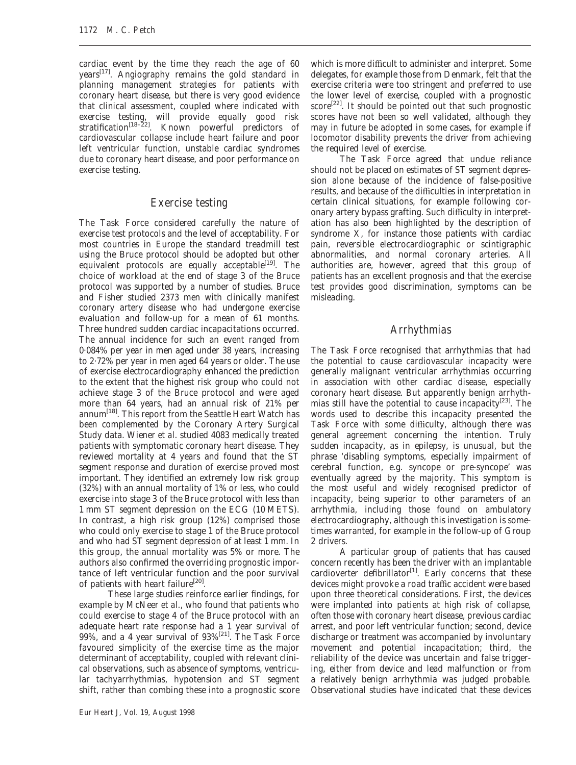cardiac event by the time they reach the age of 60 years[17]. Angiography remains the gold standard in planning management strategies for patients with coronary heart disease, but there is very good evidence that clinical assessment, coupled where indicated with exercise testing, will provide equally good risk stratification[18–22]. Known powerful predictors of cardiovascular collapse include heart failure and poor left ventricular function, unstable cardiac syndromes due to coronary heart disease, and poor performance on exercise testing.

## Exercise testing

The Task Force considered carefully the nature of exercise test protocols and the level of acceptability. For most countries in Europe the standard treadmill test using the Bruce protocol should be adopted but other equivalent protocols are equally acceptable[19]. The choice of workload at the end of stage 3 of the Bruce protocol was supported by a number of studies. Bruce and Fisher studied 2373 men with clinically manifest coronary artery disease who had undergone exercise evaluation and follow-up for a mean of 61 months. Three hundred sudden cardiac incapacitations occurred. The annual incidence for such an event ranged from 0·084% per year in men aged under 38 years, increasing to 2·72% per year in men aged 64 years or older. The use of exercise electrocardiography enhanced the prediction to the extent that the highest risk group who could not achieve stage 3 of the Bruce protocol and were aged more than 64 years, had an annual risk of 21% per annum[18]. This report from the Seattle Heart Watch has been complemented by the Coronary Artery Surgical Study data. Wiener *et al.* studied 4083 medically treated patients with symptomatic coronary heart disease. They reviewed mortality at 4 years and found that the ST segment response and duration of exercise proved most important. They identified an extremely low risk group (32%) with an annual mortality of 1% or less, who could exercise into stage 3 of the Bruce protocol with less than 1 mm ST segment depression on the ECG (10 METS). In contrast, a high risk group (12%) comprised those who could only exercise to stage 1 of the Bruce protocol and who had ST segment depression of at least 1 mm. In this group, the annual mortality was 5% or more. The authors also confirmed the overriding prognostic importance of left ventricular function and the poor survival of patients with heart failure[20].

These large studies reinforce earlier findings, for example by McNeer *et al.*, who found that patients who could exercise to stage 4 of the Bruce protocol with an adequate heart rate response had a 1 year survival of 99%, and a 4 year survival of 93%[21]. The Task Force favoured simplicity of the exercise time as the major determinant of acceptability, coupled with relevant clinical observations, such as absence of symptoms, ventricular tachyarrhythmias, hypotension and ST segment shift, rather than combing these into a prognostic score which is more difficult to administer and interpret. Some delegates, for example those from Denmark, felt that the exercise criteria were too stringent and preferred to use the lower level of exercise, coupled with a prognostic score[22]. It should be pointed out that such prognostic scores have not been so well validated, although they may in future be adopted in some cases, for example if locomotor disability prevents the driver from achieving the required level of exercise.

The Task Force agreed that undue reliance should not be placed on estimates of ST segment depression alone because of the incidence of false-positive results, and because of the difficulties in interpretation in certain clinical situations, for example following coronary artery bypass grafting. Such difficulty in interpretation has also been highlighted by the description of syndrome X, for instance those patients with cardiac pain, reversible electrocardiographic or scintigraphic abnormalities, and normal coronary arteries. All authorities are, however, agreed that this group of patients has an excellent prognosis and that the exercise test provides good discrimination, symptoms can be misleading.

## Arrhythmias

The Task Force recognised that arrhythmias that had the potential to cause cardiovascular incapacity were generally malignant ventricular arrhythmias occurring in association with other cardiac disease, especially coronary heart disease. But apparently benign arrhythmias still have the potential to cause incapacity[23]. The words used to describe this incapacity presented the Task Force with some difficulty, although there was general agreement concerning the intention. Truly sudden incapacity, as in epilepsy, is unusual, but the phrase 'disabling symptoms, especially impairment of cerebral function, e.g. syncope or pre-syncope' was eventually agreed by the majority. This symptom is the most useful and widely recognised predictor of incapacity, being superior to other parameters of an arrhythmia, including those found on ambulatory electrocardiography, although this investigation is sometimes warranted, for example in the follow-up of Group 2 drivers.

A particular group of patients that has caused concern recently has been the driver with an implantable cardioverter defibrillator[1]. Early concerns that these devices might provoke a road traffic accident were based upon three theoretical considerations. First, the devices were implanted into patients at high risk of collapse, often those with coronary heart disease, previous cardiac arrest, and poor left ventricular function; second, device discharge or treatment was accompanied by involuntary movement and potential incapacitation; third, the reliability of the device was uncertain and false triggering, either from device and lead malfunction or from a relatively benign arrhythmia was judged probable. Observational studies have indicated that these devices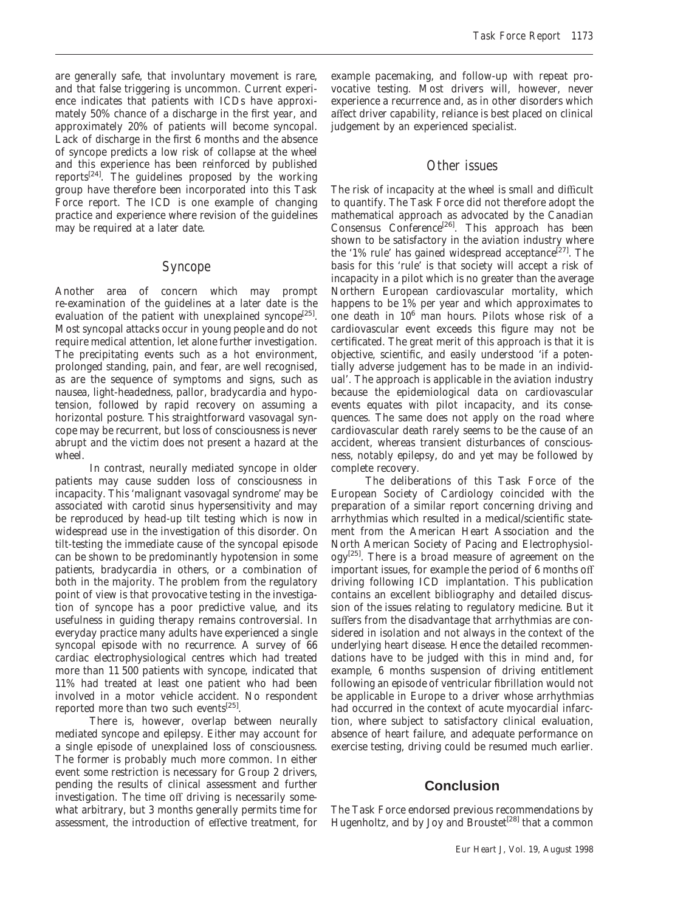are generally safe, that involuntary movement is rare, and that false triggering is uncommon. Current experience indicates that patients with ICDs have approximately 50% chance of a discharge in the first year, and approximately 20% of patients will become syncopal. Lack of discharge in the first 6 months and the absence of syncope predicts a low risk of collapse at the wheel and this experience has been reinforced by published reports[24]. The guidelines proposed by the working group have therefore been incorporated into this Task Force report. The ICD is one example of changing practice and experience where revision of the guidelines may be required at a later date.

## Syncope

Another area of concern which may prompt re-examination of the guidelines at a later date is the evaluation of the patient with unexplained syncope[25]. Most syncopal attacks occur in young people and do not require medical attention, let alone further investigation. The precipitating events such as a hot environment, prolonged standing, pain, and fear, are well recognised, as are the sequence of symptoms and signs, such as nausea, light-headedness, pallor, bradycardia and hypotension, followed by rapid recovery on assuming a horizontal posture. This straightforward vasovagal syncope may be recurrent, but loss of consciousness is never abrupt and the victim does not present a hazard at the wheel.

In contrast, neurally mediated syncope in older patients may cause sudden loss of consciousness in incapacity. This 'malignant vasovagal syndrome' may be associated with carotid sinus hypersensitivity and may be reproduced by head-up tilt testing which is now in widespread use in the investigation of this disorder. On tilt-testing the immediate cause of the syncopal episode can be shown to be predominantly hypotension in some patients, bradycardia in others, or a combination of both in the majority. The problem from the regulatory point of view is that provocative testing in the investigation of syncope has a poor predictive value, and its usefulness in guiding therapy remains controversial. In everyday practice many adults have experienced a single syncopal episode with no recurrence. A survey of 66 cardiac electrophysiological centres which had treated more than 11 500 patients with syncope, indicated that 11% had treated at least one patient who had been involved in a motor vehicle accident. No respondent reported more than two such events[25].

There is, however, overlap between neurally mediated syncope and epilepsy. Either may account for a single episode of unexplained loss of consciousness. The former is probably much more common. In either event some restriction is necessary for Group 2 drivers, pending the results of clinical assessment and further investigation. The time off driving is necessarily somewhat arbitrary, but 3 months generally permits time for assessment, the introduction of effective treatment, for example pacemaking, and follow-up with repeat provocative testing. Most drivers will, however, never experience a recurrence and, as in other disorders which affect driver capability, reliance is best placed on clinical judgement by an experienced specialist.

## Other issues

The risk of incapacity at the wheel is small and difficult to quantify. The Task Force did not therefore adopt the mathematical approach as advocated by the Canadian Consensus Conference[26]. This approach has been shown to be satisfactory in the aviation industry where the '1% rule' has gained widespread acceptance[27]. The basis for this 'rule' is that society will accept a risk of incapacity in a pilot which is no greater than the average Northern European cardiovascular mortality, which happens to be 1% per year and which approximates to one death in $10^6$ man hours. Pilots whose risk of a cardiovascular event exceeds this figure may not be certificated. The great merit of this approach is that it is objective, scientific, and easily understood 'if a potentially adverse judgement has to be made in an individual'. The approach is applicable in the aviation industry because the epidemiological data on cardiovascular events equates with pilot incapacity, and its consequences. The same does not apply on the road where cardiovascular death rarely seems to be the cause of an accident, whereas transient disturbances of consciousness, notably epilepsy, do and yet may be followed by complete recovery.

The deliberations of this Task Force of the European Society of Cardiology coincided with the preparation of a similar report concerning driving and arrhythmias which resulted in a medical/scientific statement from the American Heart Association and the North American Society of Pacing and Electrophysiology[25]. There is a broad measure of agreement on the important issues, for example the period of 6 months off driving following ICD implantation. This publication contains an excellent bibliography and detailed discussion of the issues relating to regulatory medicine. But it suffers from the disadvantage that arrhythmias are considered in isolation and not always in the context of the underlying heart disease. Hence the detailed recommendations have to be judged with this in mind and, for example, 6 months suspension of driving entitlement following an episode of ventricular fibrillation would not be applicable in Europe to a driver whose arrhythmias had occurred in the context of acute myocardial infarction, where subject to satisfactory clinical evaluation, absence of heart failure, and adequate performance on exercise testing, driving could be resumed much earlier.

# Conclusion

The Task Force endorsed previous recommendations by Hugenholtz, and by Joy and Broustet[28] that a common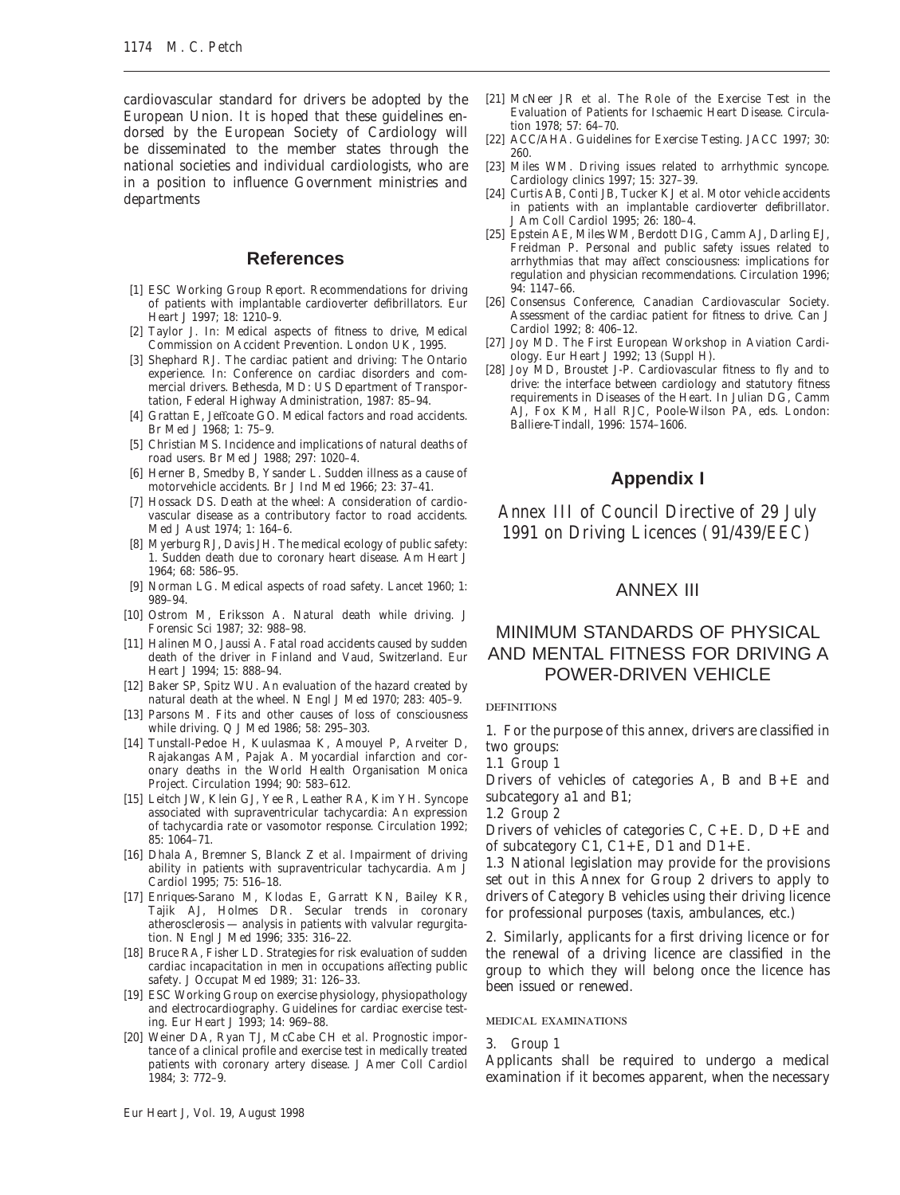cardiovascular standard for drivers be adopted by the European Union. It is hoped that these guidelines endorsed by the European Society of Cardiology will be disseminated to the member states through the national societies and individual cardiologists, who are in a position to influence Government ministries and departments

## References

[1] ESC Working Group Report. Recommendations for driving of patients with implantable cardioverter defibrillators. Eur Heart J 1997; 18: 1210–9.

[2] Taylor J. In: Medical aspects of fitness to drive, Medical Commission on Accident Prevention. London UK, 1995.

[3] Shephard RJ. The cardiac patient and driving: The Ontario experience. In: Conference on cardiac disorders and commercial drivers. Bethesda, MD: US Department of Transportation, Federal Highway Administration, 1987: 85–94.

[4] Grattan E, Jeffcoate GO. Medical factors and road accidents. Br Med J 1968; 1: 75–9.

[5] Christian MS. Incidence and implications of natural deaths of road users. Br Med J 1988; 297: 1020–4.

[6] Herner B, Smedby B, Ysander L. Sudden illness as a cause of motorvehicle accidents. Br J Ind Med 1966; 23: 37–41.

[7] Hossack DS. Death at the wheel: A consideration of cardiovascular disease as a contributory factor to road accidents. Med J Aust 1974; 1: 164–6.

[8] Myerburg RJ, Davis JH. The medical ecology of public safety: 1. Sudden death due to coronary heart disease. Am Heart J 1964; 68: 586–95.

[9] Norman LG. Medical aspects of road safety. Lancet 1960; 1: 989–94.

[10] Ostrom M, Eriksson A. Natural death while driving. J Forensic Sci 1987; 32: 988–98.

[11] Halinen MO, Jaussi A. Fatal road accidents caused by sudden death of the driver in Finland and Vaud, Switzerland. Eur Heart J 1994; 15: 888–94.

[12] Baker SP, Spitz WU. An evaluation of the hazard created by natural death at the wheel. N Engl J Med 1970; 283: 405–9.

[13] Parsons M. Fits and other causes of loss of consciousness while driving. Q J Med 1986; 58: 295–303.

[14] Tunstall-Pedoe H, Kuulasmaa K, Amouyel P, Arveiter D, Rajakangas AM, Pajak A. Myocardial infarction and coronary deaths in the World Health Organisation Monica Project. Circulation 1994; 90: 583–612.

[15] Leitch JW, Klein GJ, Yee R, Leather RA, Kim YH. Syncope associated with supraventricular tachycardia: An expression of tachycardia rate or vasomotor response. Circulation 1992; 85: 1064–71.

[16] Dhala A, Bremner S, Blanck Z *et al.* Impairment of driving ability in patients with supraventricular tachycardia. Am J Cardiol 1995; 75: 516–18.

[17] Enriques-Sarano M, Klodas E, Garratt KN, Bailey KR, Tajik AJ, Holmes DR. Secular trends in coronary atherosclerosis — analysis in patients with valvular regurgitation. N Engl J Med 1996; 335: 316–22.

[18] Bruce RA, Fisher LD. Strategies for risk evaluation of sudden cardiac incapacitation in men in occupations affecting public safety. J Occupat Med 1989; 31: 126–33.

[19] ESC Working Group on exercise physiology, physiopathology and electrocardiography. Guidelines for cardiac exercise testing. Eur Heart J 1993; 14: 969–88.

[20] Weiner DA, Ryan TJ, McCabe CH *et al.* Prognostic importance of a clinical profile and exercise test in medically treated patients with coronary artery disease. J Amer Coll Cardiol 1984; 3: 772–9.

[21] McNeer JR *et al.* The Role of the Exercise Test in the Evaluation of Patients for Ischaemic Heart Disease. Circulation 1978; 57: 64–70.

[22] ACC/AHA. Guidelines for Exercise Testing. JACC 1997; 30: 260.

[23] Miles WM. Driving issues related to arrhythmic syncope. Cardiology clinics 1997; 15: 327–39.

[24] Curtis AB, Conti JB, Tucker KJ *et al.* Motor vehicle accidents in patients with an implantable cardioverter defibrillator. J Am Coll Cardiol 1995; 26: 180–4.

[25] Epstein AE, Miles WM, Berdott DIG, Camm AJ, Darling EJ, Freidman P. Personal and public safety issues related to arrhythmias that may affect consciousness: implications for regulation and physician recommendations. Circulation 1996; 94: 1147–66.

[26] Consensus Conference, Canadian Cardiovascular Society. Assessment of the cardiac patient for fitness to drive. Can J Cardiol 1992; 8: 406–12.

[27] Joy MD. The First European Workshop in Aviation Cardiology. Eur Heart J 1992; 13 (Suppl H).

[28] Joy MD, Broustet J-P. Cardiovascular fitness to fly and to drive: the interface between cardiology and statutory fitness requirements in Diseases of the Heart. In Julian DG, Camm AJ, Fox KM, Hall RJC, Poole-Wilson PA, eds. London: Balliere-Tindall, 1996: 1574–1606.

## Appendix I

### *Annex III of Council Directive of 29 July 1991 on Driving Licences (91/439/EEC)*

### ANNEX III

### MINIMUM STANDARDS OF PHYSICAL AND MENTAL FITNESS FOR DRIVING A POWER-DRIVEN VEHICLE

DEFINITIONS

1. For the purpose of this annex, drivers are classified in two groups:

1.1 Group 1

Drivers of vehicles of categories A, B and B+E and subcategory a1 and B1;

1.2 Group 2

Drivers of vehicles of categories C, C+E. D, D+E and of subcategory C1, C1+E, D1 and D1+E.

1.3 National legislation may provide for the provisions set out in this Annex for Group 2 drivers to apply to drivers of Category B vehicles using their driving licence for professional purposes (taxis, ambulances, etc.)

2. Similarly, applicants for a first driving licence or for the renewal of a driving licence are classified in the group to which they will belong once the licence has been issued or renewed.

MEDICAL EXAMINATIONS

3. Group 1

Applicants shall be required to undergo a medical examination if it becomes apparent, when the necessary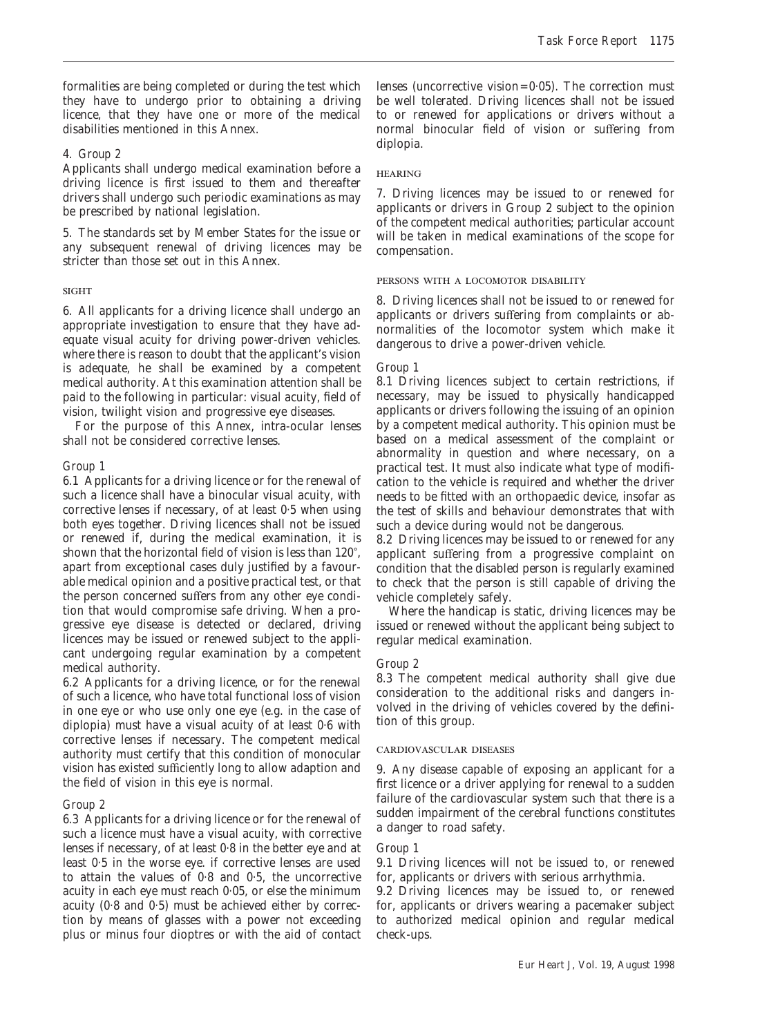formalities are being completed or during the test which they have to undergo prior to obtaining a driving licence, that they have one or more of the medical disabilities mentioned in this Annex.

*4. Group 2*

Applicants shall undergo medical examination before a driving licence is first issued to them and thereafter drivers shall undergo such periodic examinations as may be prescribed by national legislation.

5. The standards set by Member States for the issue or any subsequent renewal of driving licences may be stricter than those set out in this Annex.

### SIGHT

6. All applicants for a driving licence shall undergo an appropriate investigation to ensure that they have adequate visual acuity for driving power-driven vehicles. where there is reason to doubt that the applicant's vision is adequate, he shall be examined by a competent medical authority. At this examination attention shall be paid to the following in particular: visual acuity, field of vision, twilight vision and progressive eye diseases.

For the purpose of this Annex, intra-ocular lenses shall not be considered corrective lenses.

*Group 1*

6.1 Applicants for a driving licence or for the renewal of such a licence shall have a binocular visual acuity, with corrective lenses if necessary, of at least 0·5 when using both eyes together. Driving licences shall not be issued or renewed if, during the medical examination, it is shown that the horizontal field of vision is less than 120°, apart from exceptional cases duly justified by a favourable medical opinion and a positive practical test, or that the person concerned suffers from any other eye condition that would compromise safe driving. When a progressive eye disease is detected or declared, driving licences may be issued or renewed subject to the applicant undergoing regular examination by a competent medical authority.

6.2 Applicants for a driving licence, or for the renewal of such a licence, who have total functional loss of vision in one eye or who use only one eye (e.g. in the case of diplopia) must have a visual acuity of at least 0·6 with corrective lenses if necessary. The competent medical authority must certify that this condition of monocular vision has existed sufficiently long to allow adaption and the field of vision in this eye is normal.

*Group 2*

6.3 Applicants for a driving licence or for the renewal of such a licence must have a visual acuity, with corrective lenses if necessary, of at least 0·8 in the better eye and at least 0·5 in the worse eye. if corrective lenses are used to attain the values of 0·8 and 0·5, the uncorrective acuity in each eye must reach 0·05, or else the minimum acuity (0·8 and 0·5) must be achieved either by correction by means of glasses with a power not exceeding plus or minus four dioptres or with the aid of contact lenses (uncorrective vision=0·05). The correction must be well tolerated. Driving licences shall not be issued to or renewed for applications or drivers without a normal binocular field of vision or suffering from diplopia.

### HEARING

7. Driving licences may be issued to or renewed for applicants or drivers in Group 2 subject to the opinion of the competent medical authorities; particular account will be taken in medical examinations of the scope for compensation.

### PERSONS WITH A LOCOMOTOR DISABILITY

8. Driving licences shall not be issued to or renewed for applicants or drivers suffering from complaints or abnormalities of the locomotor system which make it dangerous to drive a power-driven vehicle.

*Group 1*

8.1 Driving licences subject to certain restrictions, if necessary, may be issued to physically handicapped applicants or drivers following the issuing of an opinion by a competent medical authority. This opinion must be based on a medical assessment of the complaint or abnormality in question and where necessary, on a practical test. It must also indicate what type of modification to the vehicle is required and whether the driver needs to be fitted with an orthopaedic device, insofar as the test of skills and behaviour demonstrates that with such a device during would not be dangerous.

8.2 Driving licences may be issued to or renewed for any applicant suffering from a progressive complaint on condition that the disabled person is regularly examined to check that the person is still capable of driving the vehicle completely safely.

Where the handicap is static, driving licences may be issued or renewed without the applicant being subject to regular medical examination.

*Group 2*

8.3 The competent medical authority shall give due consideration to the additional risks and dangers involved in the driving of vehicles covered by the definition of this group.

### CARDIOVASCULAR DISEASES

9. Any disease capable of exposing an applicant for a first licence or a driver applying for renewal to a sudden failure of the cardiovascular system such that there is a sudden impairment of the cerebral functions constitutes a danger to road safety.

*Group 1*

9.1 Driving licences will not be issued to, or renewed for, applicants or drivers with serious arrhythmia.

9.2 Driving licences may be issued to, or renewed for, applicants or drivers wearing a pacemaker subject to authorized medical opinion and regular medical check-ups.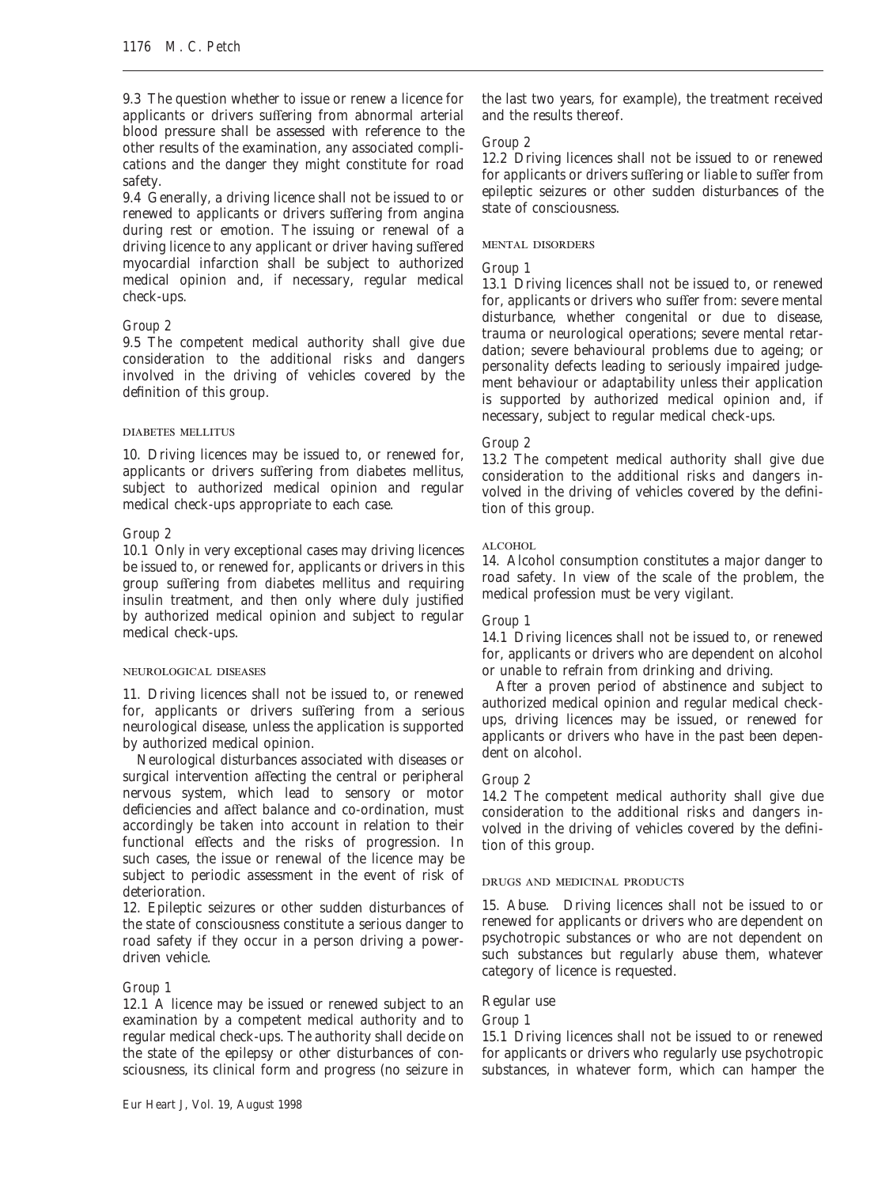9.3 The question whether to issue or renew a licence for applicants or drivers suffering from abnormal arterial blood pressure shall be assessed with reference to the other results of the examination, any associated complications and the danger they might constitute for road safety.

9.4 Generally, a driving licence shall not be issued to or renewed to applicants or drivers suffering from angina during rest or emotion. The issuing or renewal of a driving licence to any applicant or driver having suffered myocardial infarction shall be subject to authorized medical opinion and, if necessary, regular medical check-ups.

*Group 2*

9.5 The competent medical authority shall give due consideration to the additional risks and dangers involved in the driving of vehicles covered by the definition of this group.

#### DIABETES MELLITUS

10. Driving licences may be issued to, or renewed for, applicants or drivers suffering from diabetes mellitus, subject to authorized medical opinion and regular medical check-ups appropriate to each case.

*Group 2*

10.1 Only in very exceptional cases may driving licences be issued to, or renewed for, applicants or drivers in this group suffering from diabetes mellitus and requiring insulin treatment, and then only where duly justified by authorized medical opinion and subject to regular medical check-ups.

#### NEUROLOGICAL DISEASES

11. Driving licences shall not be issued to, or renewed for, applicants or drivers suffering from a serious neurological disease, unless the application is supported by authorized medical opinion.

Neurological disturbances associated with diseases or surgical intervention affecting the central or peripheral nervous system, which lead to sensory or motor deficiencies and affect balance and co-ordination, must accordingly be taken into account in relation to their functional effects and the risks of progression. In such cases, the issue or renewal of the licence may be subject to periodic assessment in the event of risk of deterioration.

12. Epileptic seizures or other sudden disturbances of the state of consciousness constitute a serious danger to road safety if they occur in a person driving a power-driven vehicle.

*Group 1*

12.1 A licence may be issued or renewed subject to an examination by a competent medical authority and to regular medical check-ups. The authority shall decide on the state of the epilepsy or other disturbances of consciousness, its clinical form and progress (no seizure in the last two years, for example), the treatment received and the results thereof.

*Group 2*

12.2 Driving licences shall not be issued to or renewed for applicants or drivers suffering or liable to suffer from epileptic seizures or other sudden disturbances of the state of consciousness.

#### MENTAL DISORDERS

*Group 1*

13.1 Driving licences shall not be issued to, or renewed for, applicants or drivers who suffer from: severe mental disturbance, whether congenital or due to disease, trauma or neurological operations; severe mental retardation; severe behavioural problems due to ageing; or personality defects leading to seriously impaired judgement behaviour or adaptability unless their application is supported by authorized medical opinion and, if necessary, subject to regular medical check-ups.

*Group 2*

13.2 The competent medical authority shall give due consideration to the additional risks and dangers involved in the driving of vehicles covered by the definition of this group.

#### ALCOHOL

14. Alcohol consumption constitutes a major danger to road safety. In view of the scale of the problem, the medical profession must be very vigilant.

*Group 1*

14.1 Driving licences shall not be issued to, or renewed for, applicants or drivers who are dependent on alcohol or unable to refrain from drinking and driving.

After a proven period of abstinence and subject to authorized medical opinion and regular medical check-ups, driving licences may be issued, or renewed for applicants or drivers who have in the past been dependent on alcohol.

*Group 2*

14.2 The competent medical authority shall give due consideration to the additional risks and dangers involved in the driving of vehicles covered by the definition of this group.

#### DRUGS AND MEDICINAL PRODUCTS

15. *Abuse.* Driving licences shall not be issued to or renewed for applicants or drivers who are dependent on psychotropic substances or who are not dependent on such substances but regularly abuse them, whatever category of licence is requested.

*Regular use*

*Group 1*

15.1 Driving licences shall not be issued to or renewed for applicants or drivers who regularly use psychotropic substances, in whatever form, which can hamper the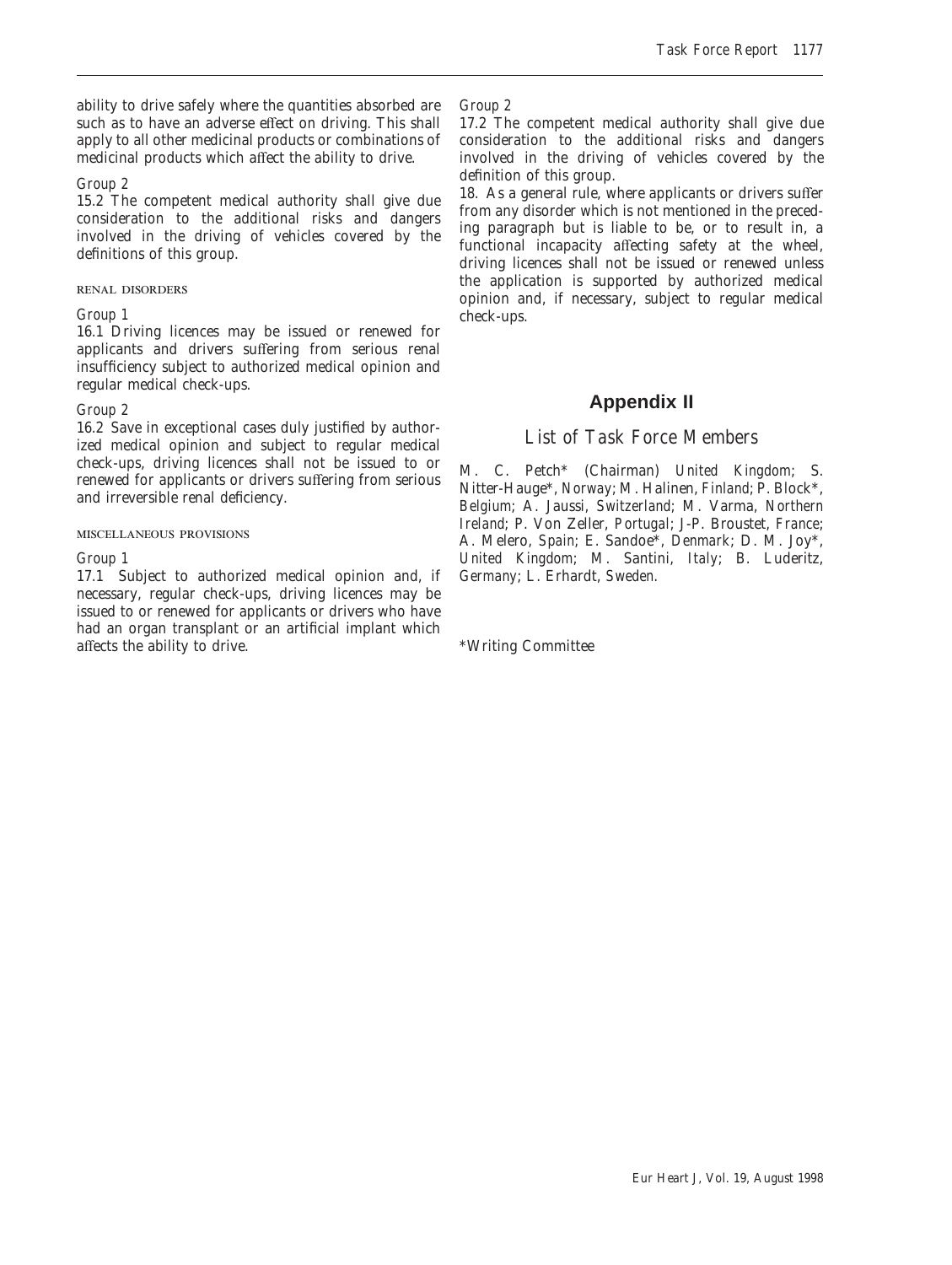ability to drive safely where the quantities absorbed are such as to have an adverse effect on driving. This shall apply to all other medicinal products or combinations of medicinal products which affect the ability to drive.

*Group 2*

15.2 The competent medical authority shall give due consideration to the additional risks and dangers involved in the driving of vehicles covered by the definitions of this group.

#### RENAL DISORDERS

*Group 1*

16.1 Driving licences may be issued or renewed for applicants and drivers suffering from serious renal insufficiency subject to authorized medical opinion and regular medical check-ups.

*Group 2*

16.2 Save in exceptional cases duly justified by authorized medical opinion and subject to regular medical check-ups, driving licences shall not be issued to or renewed for applicants or drivers suffering from serious and irreversible renal deficiency.

#### MISCELLANEOUS PROVISIONS

*Group 1*

17.1 Subject to authorized medical opinion and, if necessary, regular check-ups, driving licences may be issued to or renewed for applicants or drivers who have had an organ transplant or an artificial implant which affects the ability to drive.

*Group 2*

17.2 The competent medical authority shall give due consideration to the additional risks and dangers involved in the driving of vehicles covered by the definition of this group.

18. As a general rule, where applicants or drivers suffer from any disorder which is not mentioned in the preceding paragraph but is liable to be, or to result in, a functional incapacity affecting safety at the wheel, driving licences shall not be issued or renewed unless the application is supported by authorized medical opinion and, if necessary, subject to regular medical check-ups.

## Appendix II

### List of Task Force Members

M. C. Petch* (Chairman) *United Kingdom*; S. Nitter-Hauge*, *Norway*; M. Halinen, *Finland*; P. Block*, *Belgium*; A. Jaussi, *Switzerland*; M. Varma, *Northern Ireland*; P. Von Zeller, *Portugal*; J-P. Broustet, *France*; A. Melero, *Spain*; E. Sandoe*, *Denmark*; D. M. Joy*, *United Kingdom*; M. Santini, *Italy*; B. Luderitz, *Germany*; L. Erhardt, *Sweden*.

*Writing Committee